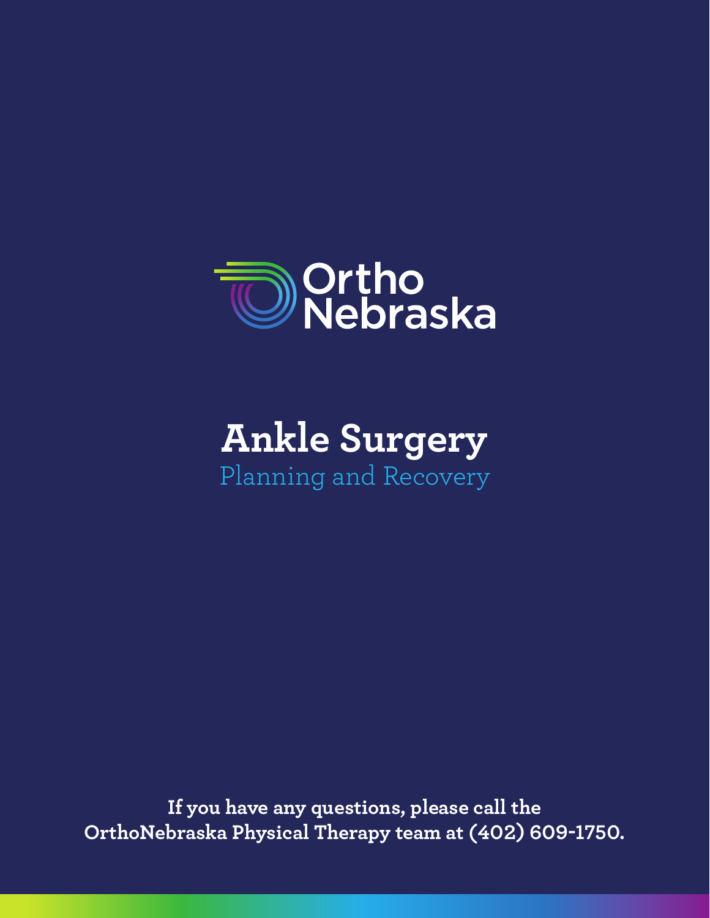OrthoNebraska

# Ankle Surgery

## Planning and Recovery

**If you have any questions, please call the OrthoNebraska Physical Therapy team at (402) 609-1750.**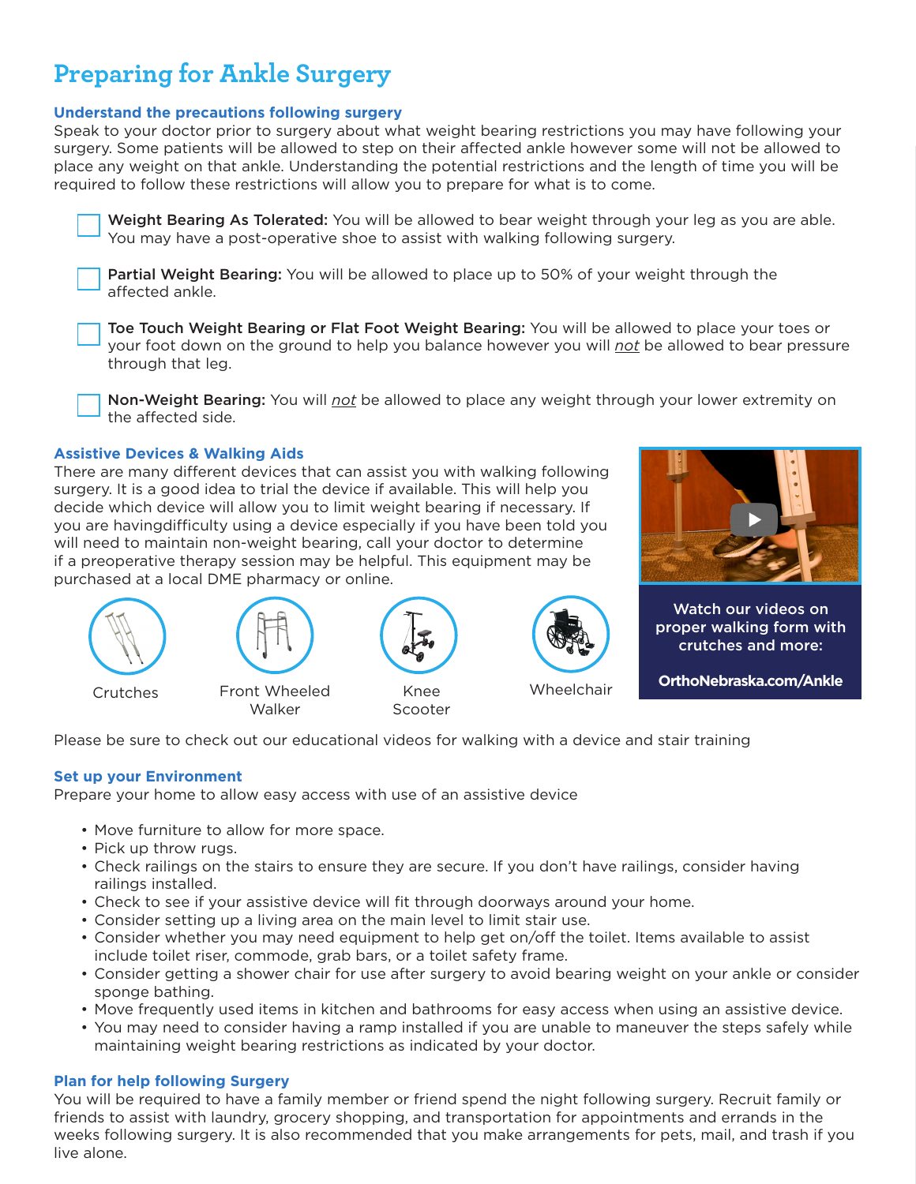# Preparing for Ankle Surgery

### Understand the precautions following surgery

Speak to your doctor prior to surgery about what weight bearing restrictions you may have following your surgery. Some patients will be allowed to step on their affected ankle however some will not be allowed to place any weight on that ankle. Understanding the potential restrictions and the length of time you will be required to follow these restrictions will allow you to prepare for what is to come.

- [ ] **Weight Bearing As Tolerated:** You will be allowed to bear weight through your leg as you are able. You may have a post-operative shoe to assist with walking following surgery.
- [ ] **Partial Weight Bearing:** You will be allowed to place up to 50% of your weight through the affected ankle.
- [ ] **Toe Touch Weight Bearing or Flat Foot Weight Bearing:** You will be allowed to place your toes or your foot down on the ground to help you balance however you will *not* be allowed to bear pressure through that leg.
- [ ] **Non-Weight Bearing:** You will *not* be allowed to place any weight through your lower extremity on the affected side.

### Assistive Devices & Walking Aids

There are many different devices that can assist you with walking following surgery. It is a good idea to trial the device if available. This will help you decide which device will allow you to limit weight bearing if necessary. If you are havingdifficulty using a device especially if you have been told you will need to maintain non-weight bearing, call your doctor to determine if a preoperative therapy session may be helpful. This equipment may be purchased at a local DME pharmacy or online.

Crutches

Front Wheeled Walker

Knee Scooter

Wheelchair

Watch our videos on proper walking form with crutches and more:

**OrthoNebraska.com/Ankle**

Please be sure to check out our educational videos for walking with a device and stair training

### Set up your Environment

Prepare your home to allow easy access with use of an assistive device

- Move furniture to allow for more space.
- Pick up throw rugs.
- Check railings on the stairs to ensure they are secure. If you don't have railings, consider having railings installed.
- Check to see if your assistive device will fit through doorways around your home.
- Consider setting up a living area on the main level to limit stair use.
- Consider whether you may need equipment to help get on/off the toilet. Items available to assist include toilet riser, commode, grab bars, or a toilet safety frame.
- Consider getting a shower chair for use after surgery to avoid bearing weight on your ankle or consider sponge bathing.
- Move frequently used items in kitchen and bathrooms for easy access when using an assistive device.
- You may need to consider having a ramp installed if you are unable to maneuver the steps safely while maintaining weight bearing restrictions as indicated by your doctor.

### Plan for help following Surgery

You will be required to have a family member or friend spend the night following surgery. Recruit family or friends to assist with laundry, grocery shopping, and transportation for appointments and errands in the weeks following surgery. It is also recommended that you make arrangements for pets, mail, and trash if you live alone.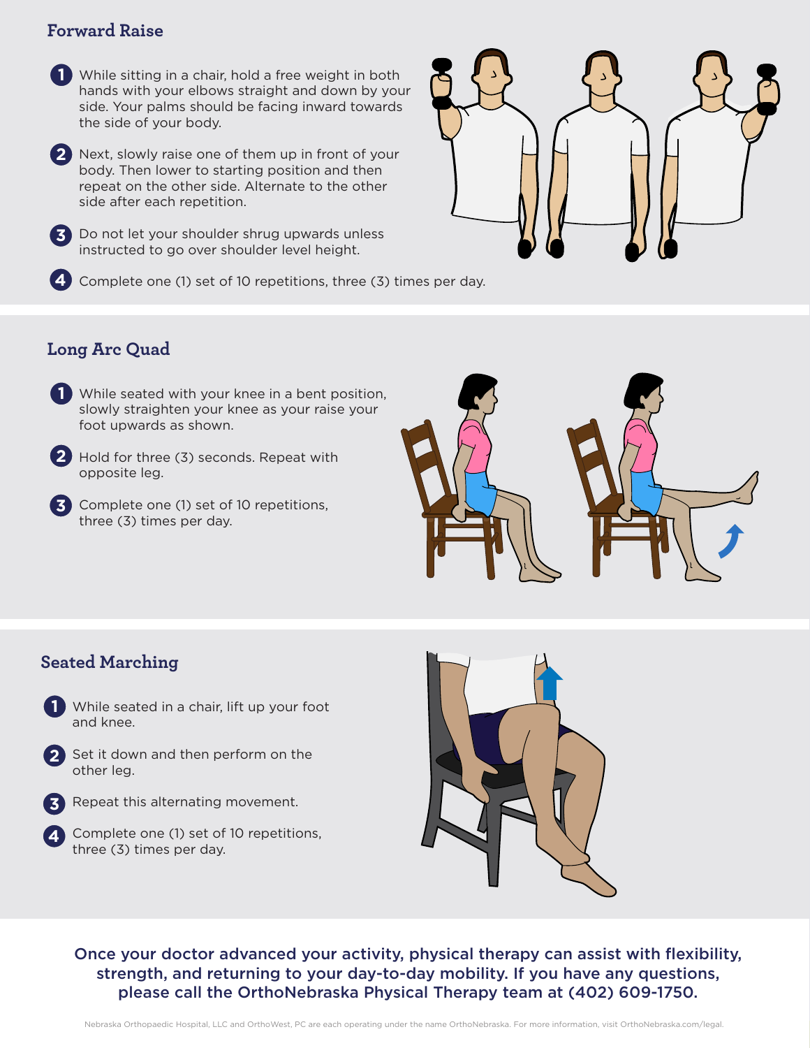## Forward Raise

1. While sitting in a chair, hold a free weight in both hands with your elbows straight and down by your side. Your palms should be facing inward towards the side of your body.
2. Next, slowly raise one of them up in front of your body. Then lower to starting position and then repeat on the other side. Alternate to the other side after each repetition.
3. Do not let your shoulder shrug upwards unless instructed to go over shoulder level height.
4. Complete one (1) set of 10 repetitions, three (3) times per day.

## Long Arc Quad

1. While seated with your knee in a bent position, slowly straighten your knee as your raise your foot upwards as shown.
2. Hold for three (3) seconds. Repeat with opposite leg.
3. Complete one (1) set of 10 repetitions, three (3) times per day.

## Seated Marching

1. While seated in a chair, lift up your foot and knee.
2. Set it down and then perform on the other leg.
3. Repeat this alternating movement.
4. Complete one (1) set of 10 repetitions, three (3) times per day.

**Once your doctor advanced your activity, physical therapy can assist with flexibility, strength, and returning to your day-to-day mobility. If you have any questions, please call the OrthoNebraska Physical Therapy team at (402) 609-1750.**

Nebraska Orthopaedic Hospital, LLC and OrthoWest, PC are each operating under the name OrthoNebraska. For more information, visit OrthoNebraska.com/legal.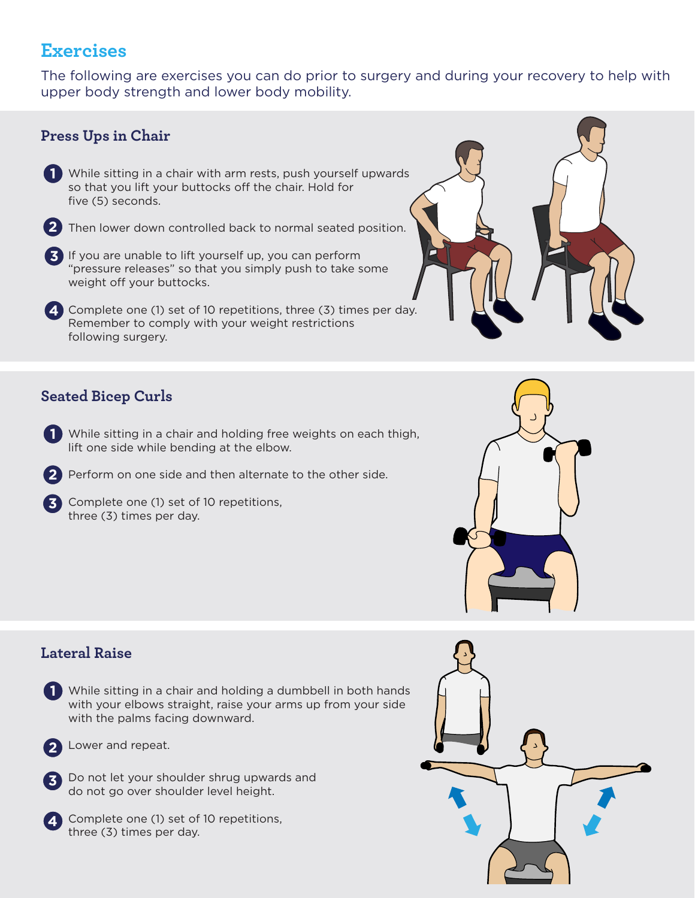# Exercises

The following are exercises you can do prior to surgery and during your recovery to help with upper body strength and lower body mobility.

## Press Ups in Chair

1. While sitting in a chair with arm rests, push yourself upwards so that you lift your buttocks off the chair. Hold for five (5) seconds.
2. Then lower down controlled back to normal seated position.
3. If you are unable to lift yourself up, you can perform "pressure releases" so that you simply push to take some weight off your buttocks.
4. Complete one (1) set of 10 repetitions, three (3) times per day. Remember to comply with your weight restrictions following surgery.

## Seated Bicep Curls

1. While sitting in a chair and holding free weights on each thigh, lift one side while bending at the elbow.
2. Perform on one side and then alternate to the other side.
3. Complete one (1) set of 10 repetitions, three (3) times per day.

## Lateral Raise

1. While sitting in a chair and holding a dumbbell in both hands with your elbows straight, raise your arms up from your side with the palms facing downward.
2. Lower and repeat.
3. Do not let your shoulder shrug upwards and do not go over shoulder level height.
4. Complete one (1) set of 10 repetitions, three (3) times per day.